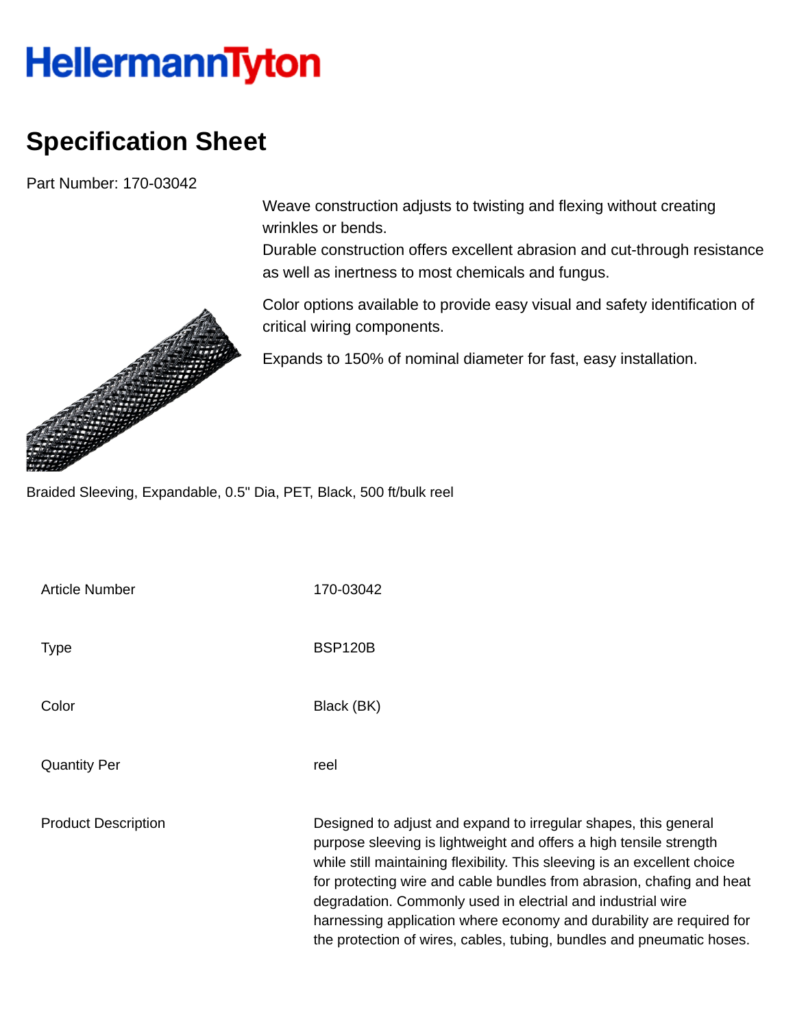HellermannTyton

# Specification Sheet

Part Number: 170-03042

Weave construction adjusts to twisting and flexing without creating wrinkles or bends.
Durable construction offers excellent abrasion and cut-through resistance as well as inertness to most chemicals and fungus.

Color options available to provide easy visual and safety identification of critical wiring components.

Expands to 150% of nominal diameter for fast, easy installation.

Braided Sleeving, Expandable, 0.5" Dia, PET, Black, 500 ft/bulk reel

| | |
|---|---|
| Article Number | 170-03042 |
| Type | BSP120B |
| Color | Black (BK) |
| Quantity Per | reel |
| Product Description | Designed to adjust and expand to irregular shapes, this general purpose sleeving is lightweight and offers a high tensile strength while still maintaining flexibility. This sleeving is an excellent choice for protecting wire and cable bundles from abrasion, chafing and heat degradation. Commonly used in electrial and industrial wire harnessing application where economy and durability are required for the protection of wires, cables, tubing, bundles and pneumatic hoses. |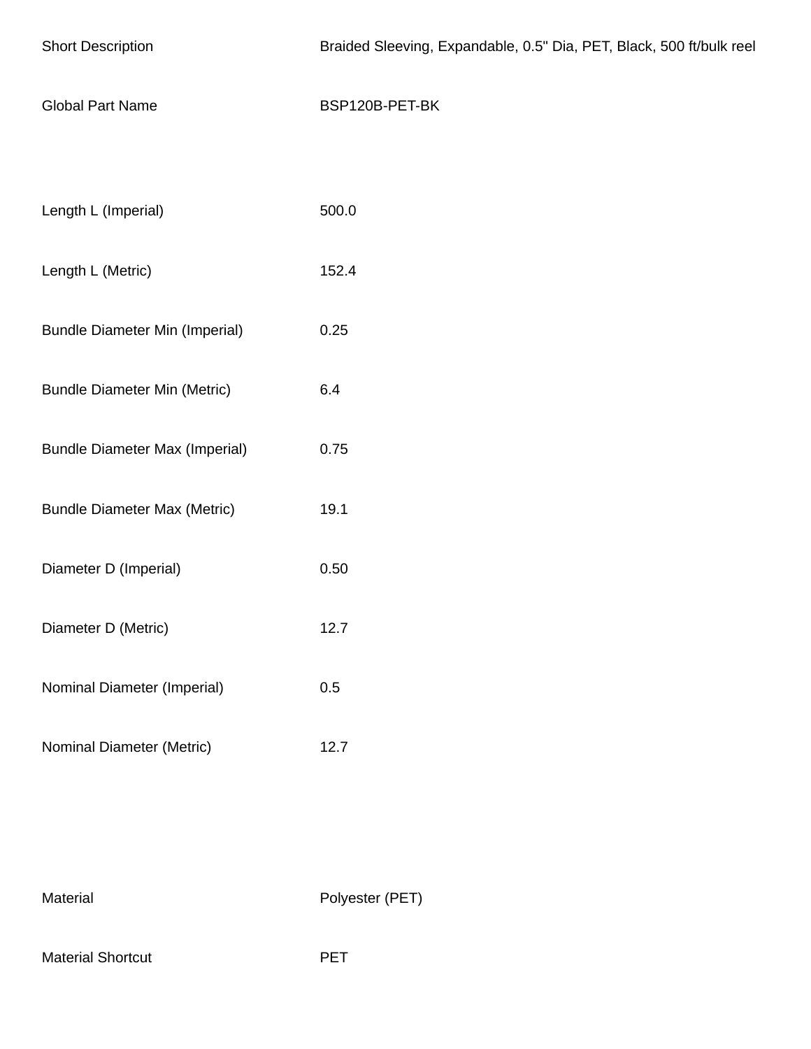| | |
|---|---|
| Short Description | Braided Sleeving, Expandable, 0.5" Dia, PET, Black, 500 ft/bulk reel |
| Global Part Name | BSP120B-PET-BK |

| | |
|---|---|
| Length L (Imperial) | 500.0 |
| Length L (Metric) | 152.4 |
| Bundle Diameter Min (Imperial) | 0.25 |
| Bundle Diameter Min (Metric) | 6.4 |
| Bundle Diameter Max (Imperial) | 0.75 |
| Bundle Diameter Max (Metric) | 19.1 |
| Diameter D (Imperial) | 0.50 |
| Diameter D (Metric) | 12.7 |
| Nominal Diameter (Imperial) | 0.5 |
| Nominal Diameter (Metric) | 12.7 |

| | |
|---|---|
| Material | Polyester (PET) |
| Material Shortcut | PET |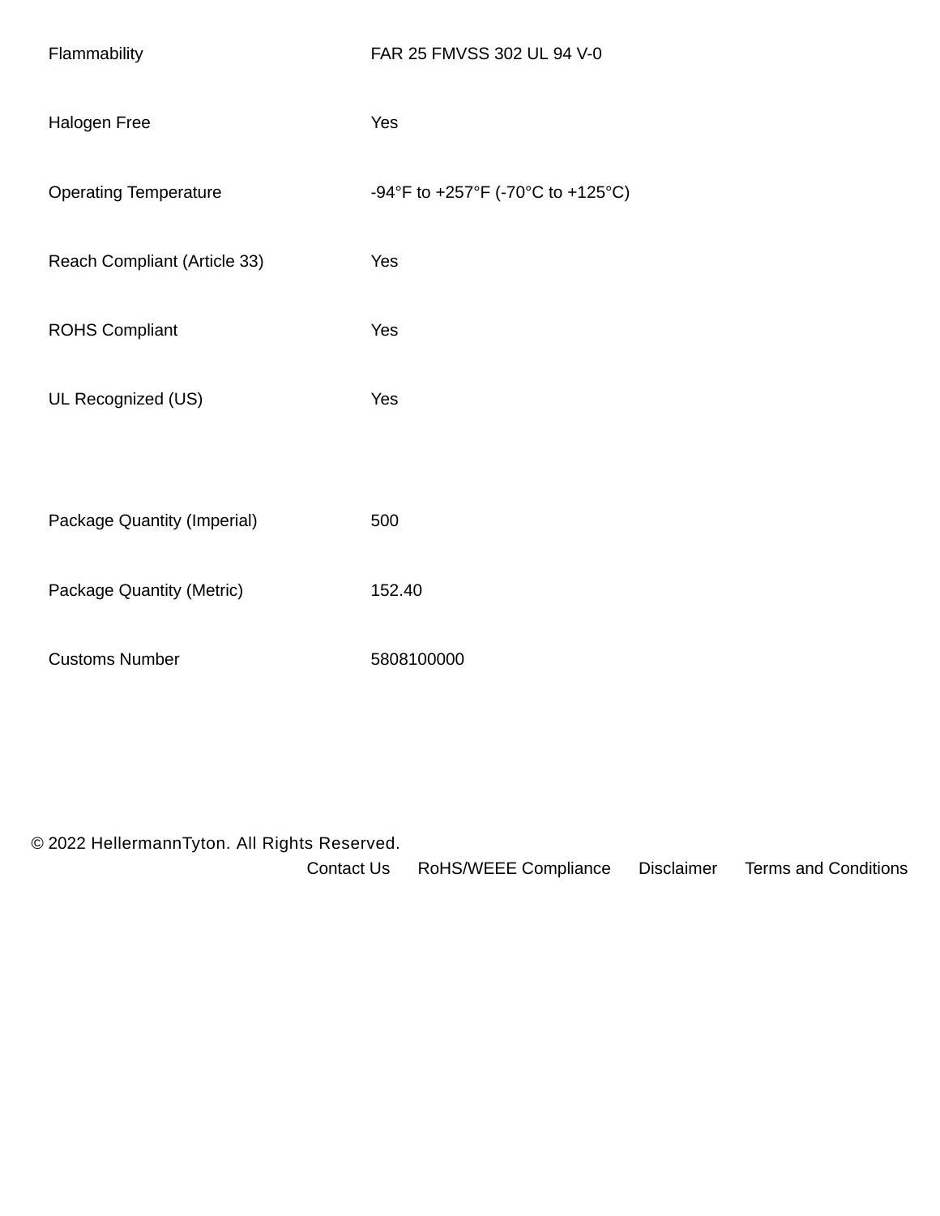| | |
|---|---|
| Flammability | FAR 25 FMVSS 302 UL 94 V-0 |
| Halogen Free | Yes |
| Operating Temperature | -94°F to +257°F (-70°C to +125°C) |
| Reach Compliant (Article 33) | Yes |
| ROHS Compliant | Yes |
| UL Recognized (US) | Yes |

| | |
|---|---|
| Package Quantity (Imperial) | 500 |
| Package Quantity (Metric) | 152.40 |
| Customs Number | 5808100000 |

© 2022 HellermannTyton. All Rights Reserved.

Contact Us RoHS/WEEE Compliance Disclaimer Terms and Conditions